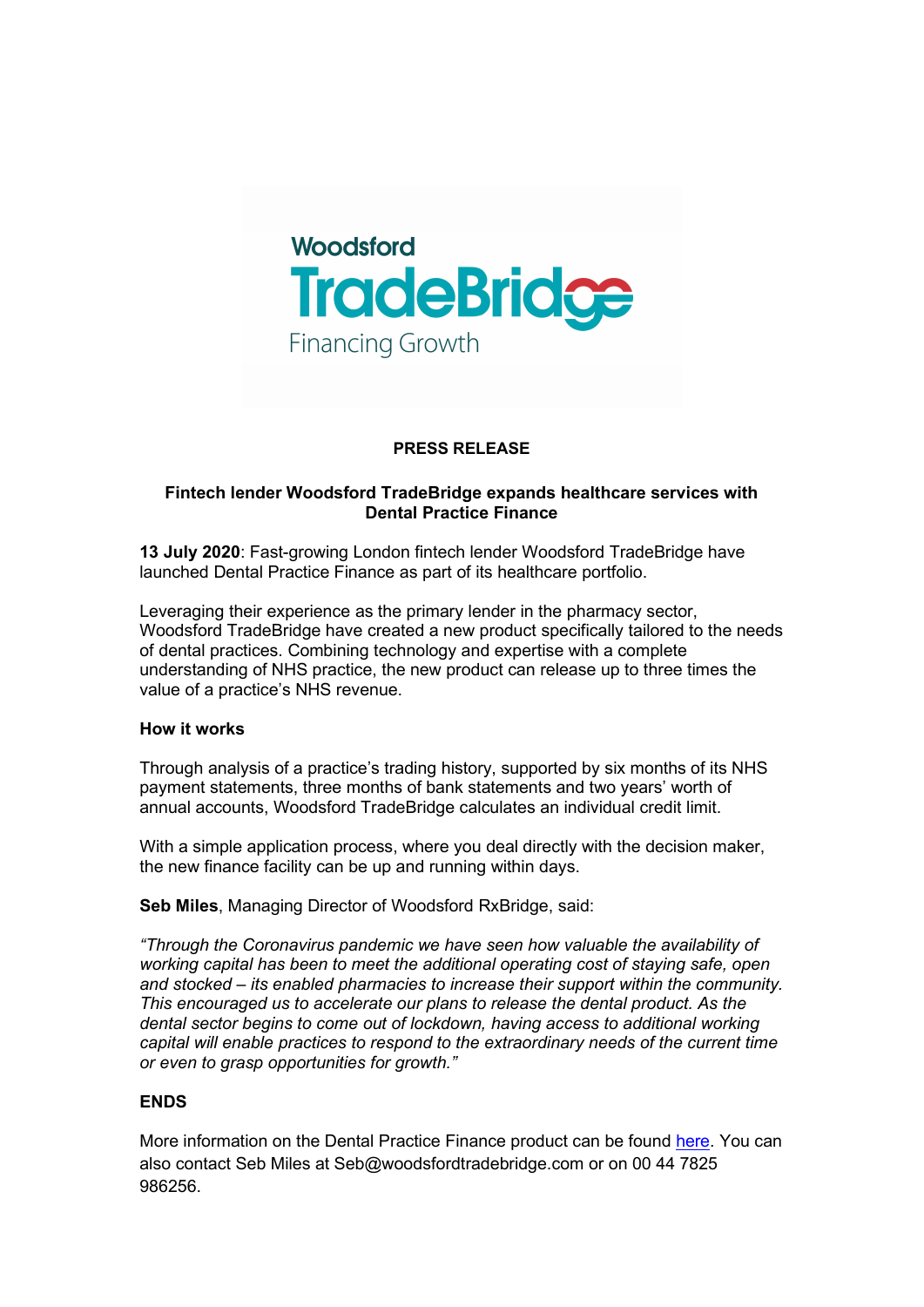Woodsford

TradeBridge

Financing Growth

**PRESS RELEASE**

**Fintech lender Woodsford TradeBridge expands healthcare services with Dental Practice Finance**

**13 July 2020**: Fast-growing London fintech lender Woodsford TradeBridge have launched Dental Practice Finance as part of its healthcare portfolio.

Leveraging their experience as the primary lender in the pharmacy sector, Woodsford TradeBridge have created a new product specifically tailored to the needs of dental practices. Combining technology and expertise with a complete understanding of NHS practice, the new product can release up to three times the value of a practice's NHS revenue.

**How it works**

Through analysis of a practice's trading history, supported by six months of its NHS payment statements, three months of bank statements and two years' worth of annual accounts, Woodsford TradeBridge calculates an individual credit limit.

With a simple application process, where you deal directly with the decision maker, the new finance facility can be up and running within days.

**Seb Miles**, Managing Director of Woodsford RxBridge, said:

*"Through the Coronavirus pandemic we have seen how valuable the availability of working capital has been to meet the additional operating cost of staying safe, open and stocked – its enabled pharmacies to increase their support within the community. This encouraged us to accelerate our plans to release the dental product. As the dental sector begins to come out of lockdown, having access to additional working capital will enable practices to respond to the extraordinary needs of the current time or even to grasp opportunities for growth."*

**ENDS**

More information on the Dental Practice Finance product can be found here. You can also contact Seb Miles at Seb@woodsfordtradebridge.com or on 00 44 7825 986256.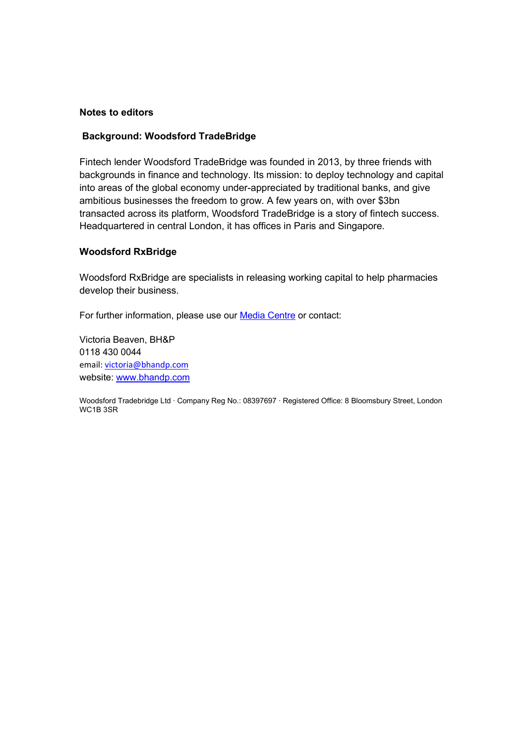**Notes to editors**

**Background: Woodsford TradeBridge**

Fintech lender Woodsford TradeBridge was founded in 2013, by three friends with backgrounds in finance and technology. Its mission: to deploy technology and capital into areas of the global economy under-appreciated by traditional banks, and give ambitious businesses the freedom to grow. A few years on, with over $3bn transacted across its platform, Woodsford TradeBridge is a story of fintech success. Headquartered in central London, it has offices in Paris and Singapore.

**Woodsford RxBridge**

Woodsford RxBridge are specialists in releasing working capital to help pharmacies develop their business.

For further information, please use our Media Centre or contact:

Victoria Beaven, BH&P
0118 430 0044
email: victoria@bhandp.com
website: www.bhandp.com

Woodsford Tradebridge Ltd · Company Reg No.: 08397697 · Registered Office: 8 Bloomsbury Street, London WC1B 3SR